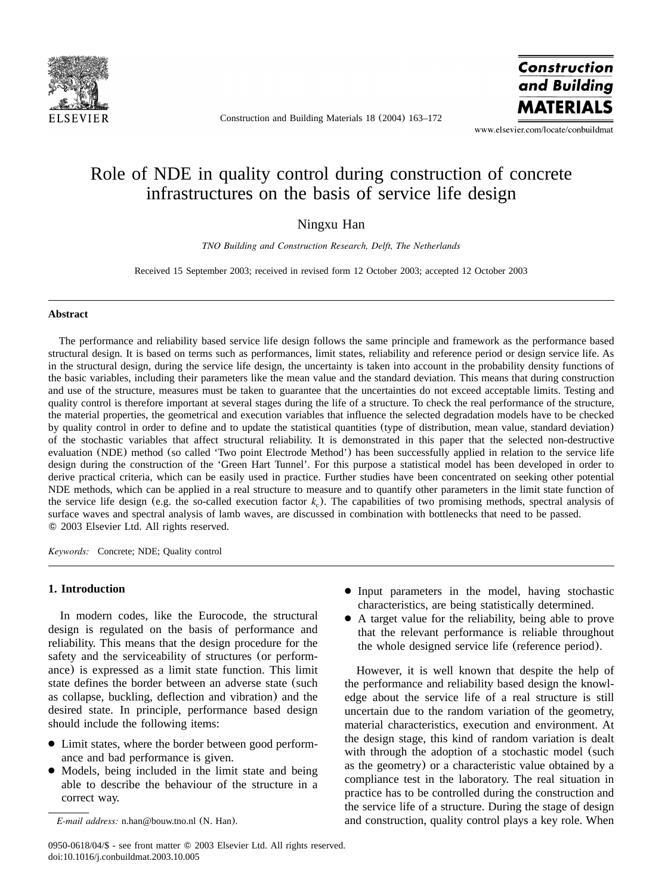# Role of NDE in quality control during construction of concrete infrastructures on the basis of service life design

Ningxu Han

*TNO Building and Construction Research, Delft, The Netherlands*

Received 15 September 2003; received in revised form 12 October 2003; accepted 12 October 2003

## Abstract

The performance and reliability based service life design follows the same principle and framework as the performance based structural design. It is based on terms such as performances, limit states, reliability and reference period or design service life. As in the structural design, during the service life design, the uncertainty is taken into account in the probability density functions of the basic variables, including their parameters like the mean value and the standard deviation. This means that during construction and use of the structure, measures must be taken to guarantee that the uncertainties do not exceed acceptable limits. Testing and quality control is therefore important at several stages during the life of a structure. To check the real performance of the structure, the material properties, the geometrical and execution variables that influence the selected degradation models have to be checked by quality control in order to define and to update the statistical quantities (type of distribution, mean value, standard deviation) of the stochastic variables that affect structural reliability. It is demonstrated in this paper that the selected non-destructive evaluation (NDE) method (so called 'Two point Electrode Method') has been successfully applied in relation to the service life design during the construction of the 'Green Hart Tunnel'. For this purpose a statistical model has been developed in order to derive practical criteria, which can be easily used in practice. Further studies have been concentrated on seeking other potential NDE methods, which can be applied in a real structure to measure and to quantify other parameters in the limit state function of the service life design (e.g. the so-called execution factor $k_c$). The capabilities of two promising methods, spectral analysis of surface waves and spectral analysis of lamb waves, are discussed in combination with bottlenecks that need to be passed.
© 2003 Elsevier Ltd. All rights reserved.

*Keywords:* Concrete; NDE; Quality control

## 1. Introduction

In modern codes, like the Eurocode, the structural design is regulated on the basis of performance and reliability. This means that the design procedure for the safety and the serviceability of structures (or performance) is expressed as a limit state function. This limit state defines the border between an adverse state (such as collapse, buckling, deflection and vibration) and the desired state. In principle, performance based design should include the following items:

- Limit states, where the border between good performance and bad performance is given.
- Models, being included in the limit state and being able to describe the behaviour of the structure in a correct way.
- Input parameters in the model, having stochastic characteristics, are being statistically determined.
- A target value for the reliability, being able to prove that the relevant performance is reliable throughout the whole designed service life (reference period).

However, it is well known that despite the help of the performance and reliability based design the knowledge about the service life of a real structure is still uncertain due to the random variation of the geometry, material characteristics, execution and environment. At the design stage, this kind of random variation is dealt with through the adoption of a stochastic model (such as the geometry) or a characteristic value obtained by a compliance test in the laboratory. The real situation in practice has to be controlled during the construction and the service life of a structure. During the stage of design and construction, quality control plays a key role. When

*E-mail address:* n.han@bouw.tno.nl (N. Han).

0950-0618/04/$ - see front matter © 2003 Elsevier Ltd. All rights reserved.
doi:10.1016/j.conbuildmat.2003.10.005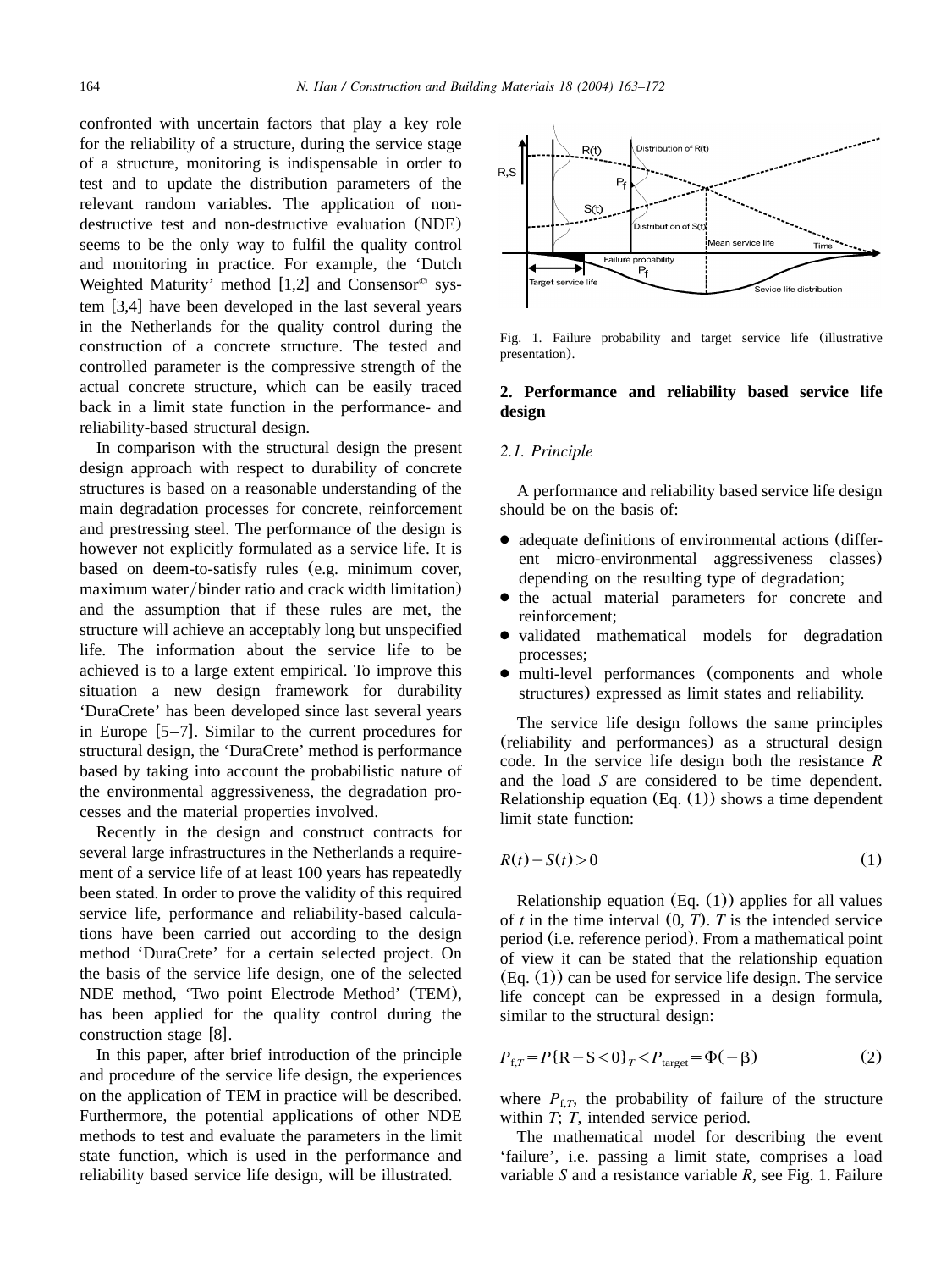confronted with uncertain factors that play a key role for the reliability of a structure, during the service stage of a structure, monitoring is indispensable in order to test and to update the distribution parameters of the relevant random variables. The application of non-destructive test and non-destructive evaluation (NDE) seems to be the only way to fulfil the quality control and monitoring in practice. For example, the 'Dutch Weighted Maturity' method [1,2] and Consensor© system [3,4] have been developed in the last several years in the Netherlands for the quality control during the construction of a concrete structure. The tested and controlled parameter is the compressive strength of the actual concrete structure, which can be easily traced back in a limit state function in the performance- and reliability-based structural design.

In comparison with the structural design the present design approach with respect to durability of concrete structures is based on a reasonable understanding of the main degradation processes for concrete, reinforcement and prestressing steel. The performance of the design is however not explicitly formulated as a service life. It is based on deem-to-satisfy rules (e.g. minimum cover, maximum water/binder ratio and crack width limitation) and the assumption that if these rules are met, the structure will achieve an acceptably long but unspecified life. The information about the service life to be achieved is to a large extent empirical. To improve this situation a new design framework for durability 'DuraCrete' has been developed since last several years in Europe [5–7]. Similar to the current procedures for structural design, the 'DuraCrete' method is performance based by taking into account the probabilistic nature of the environmental aggressiveness, the degradation processes and the material properties involved.

Recently in the design and construct contracts for several large infrastructures in the Netherlands a requirement of a service life of at least 100 years has repeatedly been stated. In order to prove the validity of this required service life, performance and reliability-based calculations have been carried out according to the design method 'DuraCrete' for a certain selected project. On the basis of the service life design, one of the selected NDE method, 'Two point Electrode Method' (TEM), has been applied for the quality control during the construction stage [8].

In this paper, after brief introduction of the principle and procedure of the service life design, the experiences on the application of TEM in practice will be described. Furthermore, the potential applications of other NDE methods to test and evaluate the parameters in the limit state function, which is used in the performance and reliability based service life design, will be illustrated.

Fig. 1. Failure probability and target service life (illustrative presentation).

## 2. Performance and reliability based service life design

### 2.1. Principle

A performance and reliability based service life design should be on the basis of:

- adequate definitions of environmental actions (different micro-environmental aggressiveness classes) depending on the resulting type of degradation;
- the actual material parameters for concrete and reinforcement;
- validated mathematical models for degradation processes;
- multi-level performances (components and whole structures) expressed as limit states and reliability.

The service life design follows the same principles (reliability and performances) as a structural design code. In the service life design both the resistance $R$ and the load $S$ are considered to be time dependent. Relationship equation (Eq. (1)) shows a time dependent limit state function:

$$R(t) - S(t) > 0 \tag{1}$$

Relationship equation (Eq. (1)) applies for all values of $t$ in the time interval $(0, T)$. $T$ is the intended service period (i.e. reference period). From a mathematical point of view it can be stated that the relationship equation (Eq. (1)) can be used for service life design. The service life concept can be expressed in a design formula, similar to the structural design:

$$P_{f,T} = P\{R - S < 0\}_T < P_{target} = \Phi(-\beta) \tag{2}$$

where $P_{f,T}$, the probability of failure of the structure within $T$; $T$, intended service period.

The mathematical model for describing the event 'failure', i.e. passing a limit state, comprises a load variable $S$ and a resistance variable $R$, see Fig. 1. Failure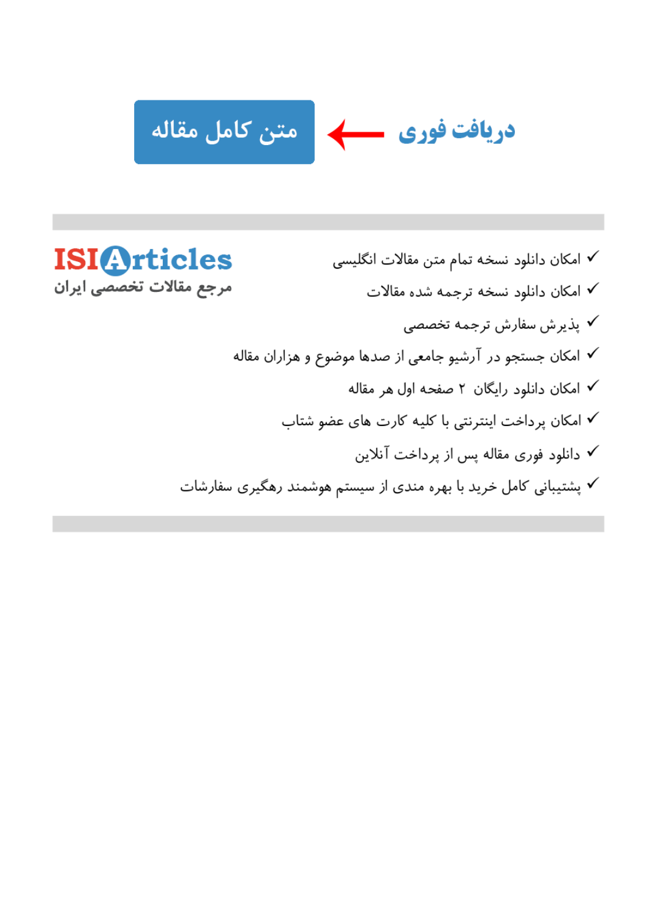دریافت فوری ← متن کامل مقاله

**ISIArticles**
مرجع مقالات تخصصی ایران

- ✓ امکان دانلود نسخه تمام متن مقالات انگلیسی
- ✓ امکان دانلود نسخه ترجمه شده مقالات
- ✓ پذیرش سفارش ترجمه تخصصی
- ✓ امکان جستجو در آرشیو جامعی از صدها موضوع و هزاران مقاله
- ✓ امکان دانلود رایگان ۲ صفحه اول هر مقاله
- ✓ امکان پرداخت اینترنتی با کلیه کارت های عضو شتاب
- ✓ دانلود فوری مقاله پس از پرداخت آنلاین
- ✓ پشتیبانی کامل خرید با بهره مندی از سیستم هوشمند رهگیری سفارشات